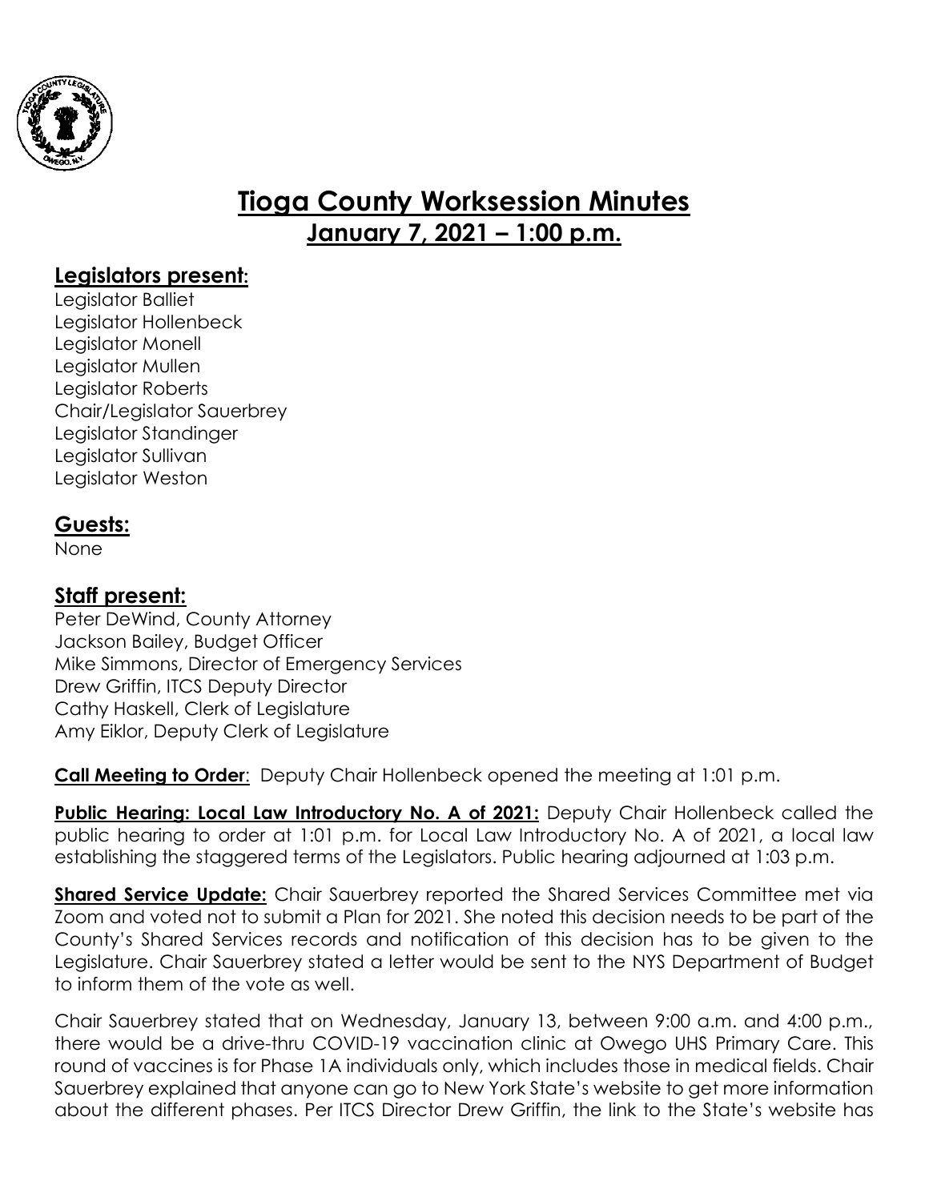# Tioga County Worksession Minutes

## January 7, 2021 – 1:00 p.m.

## Legislators present:

Legislator Balliet
Legislator Hollenbeck
Legislator Monell
Legislator Mullen
Legislator Roberts
Chair/Legislator Sauerbrey
Legislator Standinger
Legislator Sullivan
Legislator Weston

## Guests:

None

## Staff present:

Peter DeWind, County Attorney
Jackson Bailey, Budget Officer
Mike Simmons, Director of Emergency Services
Drew Griffin, ITCS Deputy Director
Cathy Haskell, Clerk of Legislature
Amy Eiklor, Deputy Clerk of Legislature

**Call Meeting to Order**: Deputy Chair Hollenbeck opened the meeting at 1:01 p.m.

**Public Hearing: Local Law Introductory No. A of 2021:** Deputy Chair Hollenbeck called the public hearing to order at 1:01 p.m. for Local Law Introductory No. A of 2021, a local law establishing the staggered terms of the Legislators. Public hearing adjourned at 1:03 p.m.

**Shared Service Update:** Chair Sauerbrey reported the Shared Services Committee met via Zoom and voted not to submit a Plan for 2021. She noted this decision needs to be part of the County's Shared Services records and notification of this decision has to be given to the Legislature. Chair Sauerbrey stated a letter would be sent to the NYS Department of Budget to inform them of the vote as well.

Chair Sauerbrey stated that on Wednesday, January 13, between 9:00 a.m. and 4:00 p.m., there would be a drive-thru COVID-19 vaccination clinic at Owego UHS Primary Care. This round of vaccines is for Phase 1A individuals only, which includes those in medical fields. Chair Sauerbrey explained that anyone can go to New York State's website to get more information about the different phases. Per ITCS Director Drew Griffin, the link to the State's website has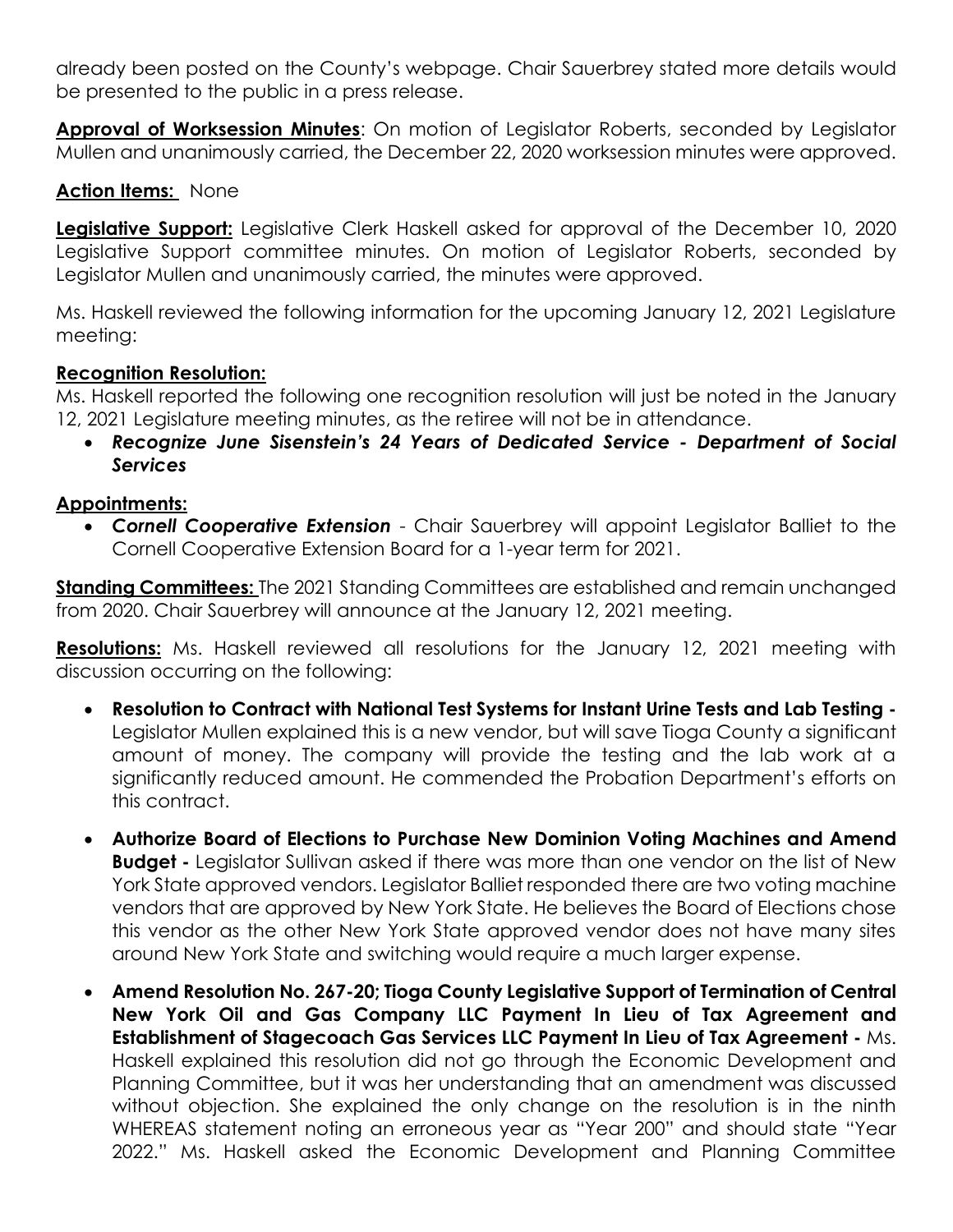already been posted on the County's webpage. Chair Sauerbrey stated more details would be presented to the public in a press release.

**Approval of Worksession Minutes**: On motion of Legislator Roberts, seconded by Legislator Mullen and unanimously carried, the December 22, 2020 worksession minutes were approved.

**Action Items:** None

**Legislative Support:** Legislative Clerk Haskell asked for approval of the December 10, 2020 Legislative Support committee minutes. On motion of Legislator Roberts, seconded by Legislator Mullen and unanimously carried, the minutes were approved.

Ms. Haskell reviewed the following information for the upcoming January 12, 2021 Legislature meeting:

**Recognition Resolution:**

Ms. Haskell reported the following one recognition resolution will just be noted in the January 12, 2021 Legislature meeting minutes, as the retiree will not be in attendance.

- ***Recognize June Sisenstein's 24 Years of Dedicated Service - Department of Social Services***

**Appointments:**

- ***Cornell Cooperative Extension*** - Chair Sauerbrey will appoint Legislator Balliet to the Cornell Cooperative Extension Board for a 1-year term for 2021.

**Standing Committees:** The 2021 Standing Committees are established and remain unchanged from 2020. Chair Sauerbrey will announce at the January 12, 2021 meeting.

**Resolutions:** Ms. Haskell reviewed all resolutions for the January 12, 2021 meeting with discussion occurring on the following:

- **Resolution to Contract with National Test Systems for Instant Urine Tests and Lab Testing -** Legislator Mullen explained this is a new vendor, but will save Tioga County a significant amount of money. The company will provide the testing and the lab work at a significantly reduced amount. He commended the Probation Department's efforts on this contract.
- **Authorize Board of Elections to Purchase New Dominion Voting Machines and Amend Budget -** Legislator Sullivan asked if there was more than one vendor on the list of New York State approved vendors. Legislator Balliet responded there are two voting machine vendors that are approved by New York State. He believes the Board of Elections chose this vendor as the other New York State approved vendor does not have many sites around New York State and switching would require a much larger expense.
- **Amend Resolution No. 267-20; Tioga County Legislative Support of Termination of Central New York Oil and Gas Company LLC Payment In Lieu of Tax Agreement and Establishment of Stagecoach Gas Services LLC Payment In Lieu of Tax Agreement -** Ms. Haskell explained this resolution did not go through the Economic Development and Planning Committee, but it was her understanding that an amendment was discussed without objection. She explained the only change on the resolution is in the ninth WHEREAS statement noting an erroneous year as "Year 200" and should state "Year 2022." Ms. Haskell asked the Economic Development and Planning Committee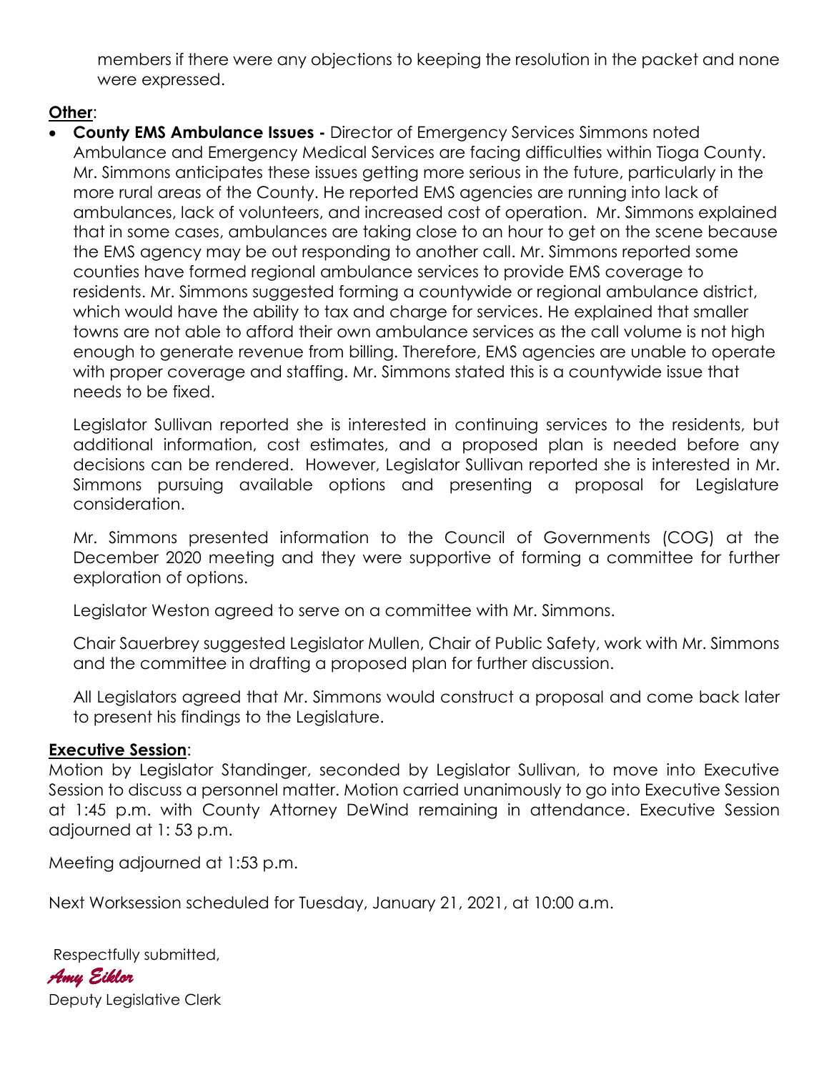members if there were any objections to keeping the resolution in the packet and none were expressed.

**Other**:

- **County EMS Ambulance Issues -** Director of Emergency Services Simmons noted Ambulance and Emergency Medical Services are facing difficulties within Tioga County. Mr. Simmons anticipates these issues getting more serious in the future, particularly in the more rural areas of the County. He reported EMS agencies are running into lack of ambulances, lack of volunteers, and increased cost of operation. Mr. Simmons explained that in some cases, ambulances are taking close to an hour to get on the scene because the EMS agency may be out responding to another call. Mr. Simmons reported some counties have formed regional ambulance services to provide EMS coverage to residents. Mr. Simmons suggested forming a countywide or regional ambulance district, which would have the ability to tax and charge for services. He explained that smaller towns are not able to afford their own ambulance services as the call volume is not high enough to generate revenue from billing. Therefore, EMS agencies are unable to operate with proper coverage and staffing. Mr. Simmons stated this is a countywide issue that needs to be fixed.

  Legislator Sullivan reported she is interested in continuing services to the residents, but additional information, cost estimates, and a proposed plan is needed before any decisions can be rendered. However, Legislator Sullivan reported she is interested in Mr. Simmons pursuing available options and presenting a proposal for Legislature consideration.

  Mr. Simmons presented information to the Council of Governments (COG) at the December 2020 meeting and they were supportive of forming a committee for further exploration of options.

  Legislator Weston agreed to serve on a committee with Mr. Simmons.

  Chair Sauerbrey suggested Legislator Mullen, Chair of Public Safety, work with Mr. Simmons and the committee in drafting a proposed plan for further discussion.

  All Legislators agreed that Mr. Simmons would construct a proposal and come back later to present his findings to the Legislature.

**Executive Session**:

Motion by Legislator Standinger, seconded by Legislator Sullivan, to move into Executive Session to discuss a personnel matter. Motion carried unanimously to go into Executive Session at 1:45 p.m. with County Attorney DeWind remaining in attendance. Executive Session adjourned at 1: 53 p.m.

Meeting adjourned at 1:53 p.m.

Next Worksession scheduled for Tuesday, January 21, 2021, at 10:00 a.m.

Respectfully submitted,

*Amy Eiklor*

Deputy Legislative Clerk